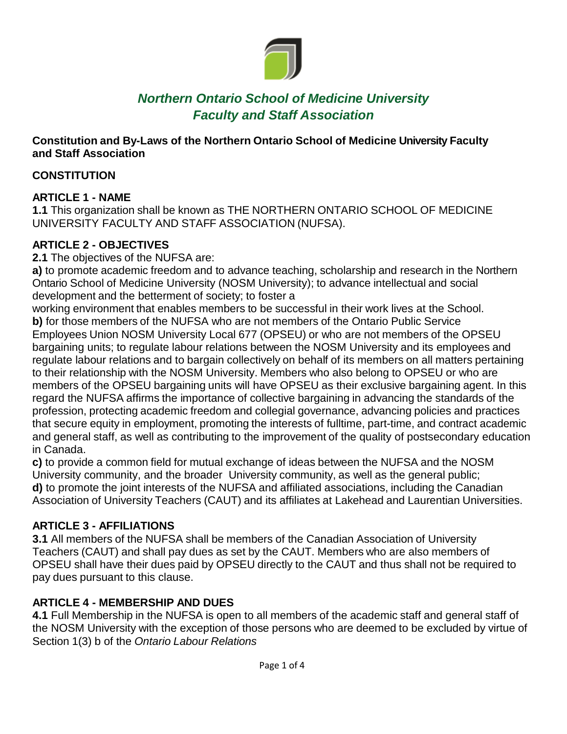# *Northern Ontario School of Medicine University Faculty and Staff Association*

**Constitution and By-Laws of the Northern Ontario School of Medicine University Faculty and Staff Association**

## CONSTITUTION

### ARTICLE 1 - NAME

**1.1** This organization shall be known as THE NORTHERN ONTARIO SCHOOL OF MEDICINE UNIVERSITY FACULTY AND STAFF ASSOCIATION (NUFSA).

### ARTICLE 2 - OBJECTIVES

**2.1** The objectives of the NUFSA are:

**a)** to promote academic freedom and to advance teaching, scholarship and research in the Northern Ontario School of Medicine University (NOSM University); to advance intellectual and social development and the betterment of society; to foster a working environment that enables members to be successful in their work lives at the School.

**b)** for those members of the NUFSA who are not members of the Ontario Public Service Employees Union NOSM University Local 677 (OPSEU) or who are not members of the OPSEU bargaining units; to regulate labour relations between the NOSM University and its employees and regulate labour relations and to bargain collectively on behalf of its members on all matters pertaining to their relationship with the NOSM University. Members who also belong to OPSEU or who are members of the OPSEU bargaining units will have OPSEU as their exclusive bargaining agent. In this regard the NUFSA affirms the importance of collective bargaining in advancing the standards of the profession, protecting academic freedom and collegial governance, advancing policies and practices that secure equity in employment, promoting the interests of fulltime, part-time, and contract academic and general staff, as well as contributing to the improvement of the quality of postsecondary education in Canada.

**c)** to provide a common field for mutual exchange of ideas between the NUFSA and the NOSM University community, and the broader University community, as well as the general public;

**d)** to promote the joint interests of the NUFSA and affiliated associations, including the Canadian Association of University Teachers (CAUT) and its affiliates at Lakehead and Laurentian Universities.

### ARTICLE 3 - AFFILIATIONS

**3.1** All members of the NUFSA shall be members of the Canadian Association of University Teachers (CAUT) and shall pay dues as set by the CAUT. Members who are also members of OPSEU shall have their dues paid by OPSEU directly to the CAUT and thus shall not be required to pay dues pursuant to this clause.

### ARTICLE 4 - MEMBERSHIP AND DUES

**4.1** Full Membership in the NUFSA is open to all members of the academic staff and general staff of the NOSM University with the exception of those persons who are deemed to be excluded by virtue of Section 1(3) b of the *Ontario Labour Relations*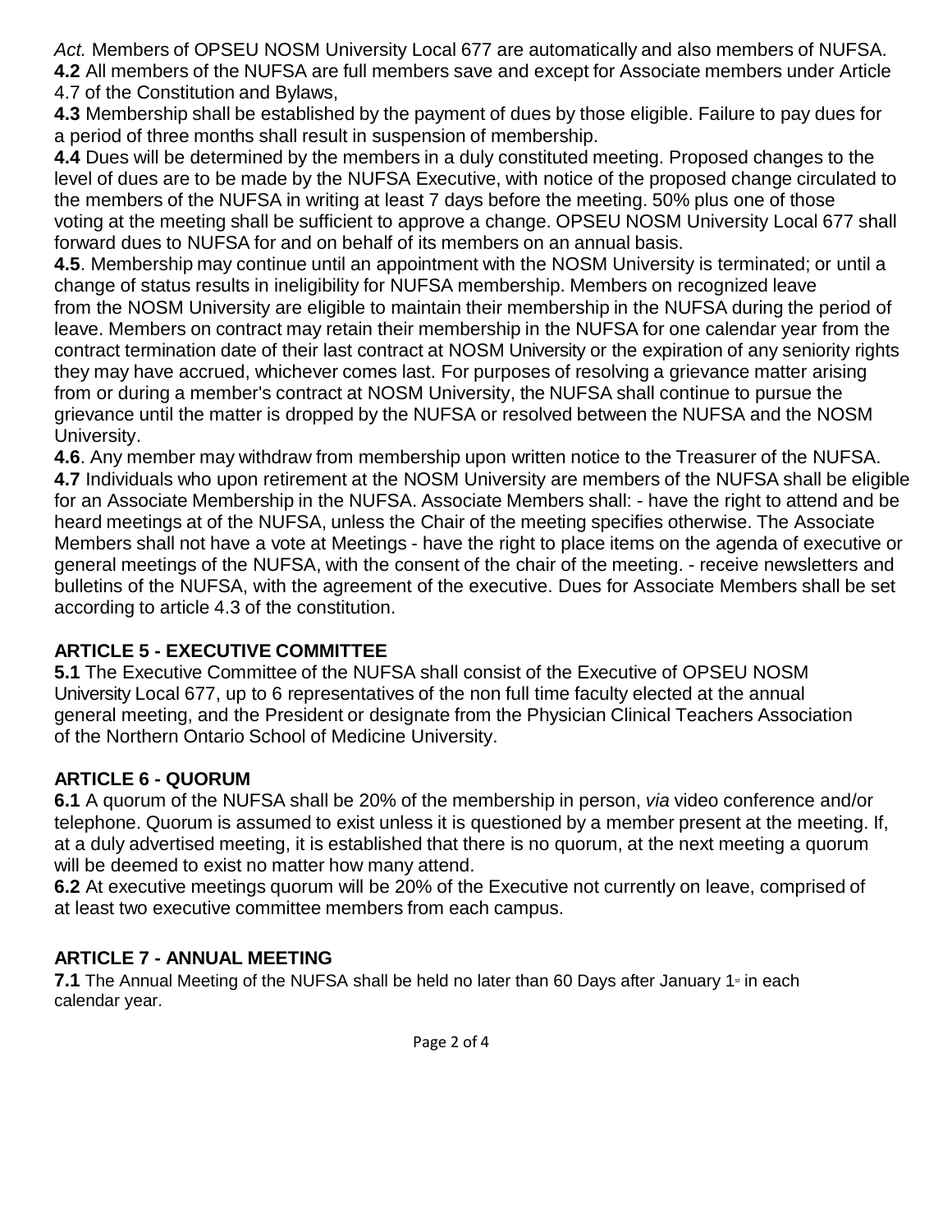*Act.* Members of OPSEU NOSM University Local 677 are automatically and also members of NUFSA.

**4.2** All members of the NUFSA are full members save and except for Associate members under Article 4.7 of the Constitution and Bylaws,

**4.3** Membership shall be established by the payment of dues by those eligible. Failure to pay dues for a period of three months shall result in suspension of membership.

**4.4** Dues will be determined by the members in a duly constituted meeting. Proposed changes to the level of dues are to be made by the NUFSA Executive, with notice of the proposed change circulated to the members of the NUFSA in writing at least 7 days before the meeting. 50% plus one of those voting at the meeting shall be sufficient to approve a change. OPSEU NOSM University Local 677 shall forward dues to NUFSA for and on behalf of its members on an annual basis.

**4.5**. Membership may continue until an appointment with the NOSM University is terminated; or until a change of status results in ineligibility for NUFSA membership. Members on recognized leave from the NOSM University are eligible to maintain their membership in the NUFSA during the period of leave. Members on contract may retain their membership in the NUFSA for one calendar year from the contract termination date of their last contract at NOSM University or the expiration of any seniority rights they may have accrued, whichever comes last. For purposes of resolving a grievance matter arising from or during a member's contract at NOSM University, the NUFSA shall continue to pursue the grievance until the matter is dropped by the NUFSA or resolved between the NUFSA and the NOSM University.

**4.6**. Any member may withdraw from membership upon written notice to the Treasurer of the NUFSA.

**4.7** Individuals who upon retirement at the NOSM University are members of the NUFSA shall be eligible for an Associate Membership in the NUFSA. Associate Members shall: - have the right to attend and be heard meetings at of the NUFSA, unless the Chair of the meeting specifies otherwise. The Associate Members shall not have a vote at Meetings - have the right to place items on the agenda of executive or general meetings of the NUFSA, with the consent of the chair of the meeting. - receive newsletters and bulletins of the NUFSA, with the agreement of the executive. Dues for Associate Members shall be set according to article 4.3 of the constitution.

## ARTICLE 5 - EXECUTIVE COMMITTEE

**5.1** The Executive Committee of the NUFSA shall consist of the Executive of OPSEU NOSM University Local 677, up to 6 representatives of the non full time faculty elected at the annual general meeting, and the President or designate from the Physician Clinical Teachers Association of the Northern Ontario School of Medicine University.

## ARTICLE 6 - QUORUM

**6.1** A quorum of the NUFSA shall be 20% of the membership in person, *via* video conference and/or telephone. Quorum is assumed to exist unless it is questioned by a member present at the meeting. If, at a duly advertised meeting, it is established that there is no quorum, at the next meeting a quorum will be deemed to exist no matter how many attend.

**6.2** At executive meetings quorum will be 20% of the Executive not currently on leave, comprised of at least two executive committee members from each campus.

## ARTICLE 7 - ANNUAL MEETING

**7.1** The Annual Meeting of the NUFSA shall be held no later than 60 Days after January 1st in each calendar year.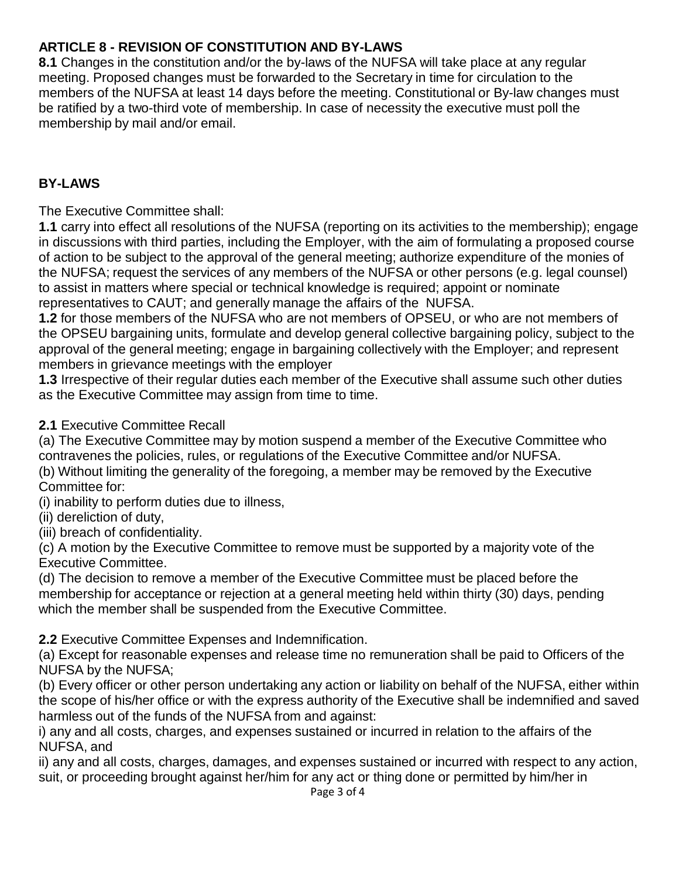### ARTICLE 8 - REVISION OF CONSTITUTION AND BY-LAWS

**8.1** Changes in the constitution and/or the by-laws of the NUFSA will take place at any regular meeting. Proposed changes must be forwarded to the Secretary in time for circulation to the members of the NUFSA at least 14 days before the meeting. Constitutional or By-law changes must be ratified by a two-third vote of membership. In case of necessity the executive must poll the membership by mail and/or email.

## BY-LAWS

The Executive Committee shall:

**1.1** carry into effect all resolutions of the NUFSA (reporting on its activities to the membership); engage in discussions with third parties, including the Employer, with the aim of formulating a proposed course of action to be subject to the approval of the general meeting; authorize expenditure of the monies of the NUFSA; request the services of any members of the NUFSA or other persons (e.g. legal counsel) to assist in matters where special or technical knowledge is required; appoint or nominate representatives to CAUT; and generally manage the affairs of the NUFSA.

**1.2** for those members of the NUFSA who are not members of OPSEU, or who are not members of the OPSEU bargaining units, formulate and develop general collective bargaining policy, subject to the approval of the general meeting; engage in bargaining collectively with the Employer; and represent members in grievance meetings with the employer

**1.3** Irrespective of their regular duties each member of the Executive shall assume such other duties as the Executive Committee may assign from time to time.

**2.1** Executive Committee Recall

(a) The Executive Committee may by motion suspend a member of the Executive Committee who contravenes the policies, rules, or regulations of the Executive Committee and/or NUFSA.

(b) Without limiting the generality of the foregoing, a member may be removed by the Executive Committee for:

(i) inability to perform duties due to illness,

(ii) dereliction of duty,

(iii) breach of confidentiality.

(c) A motion by the Executive Committee to remove must be supported by a majority vote of the Executive Committee.

(d) The decision to remove a member of the Executive Committee must be placed before the membership for acceptance or rejection at a general meeting held within thirty (30) days, pending which the member shall be suspended from the Executive Committee.

**2.2** Executive Committee Expenses and Indemnification.

(a) Except for reasonable expenses and release time no remuneration shall be paid to Officers of the NUFSA by the NUFSA;

(b) Every officer or other person undertaking any action or liability on behalf of the NUFSA, either within the scope of his/her office or with the express authority of the Executive shall be indemnified and saved harmless out of the funds of the NUFSA from and against:

i) any and all costs, charges, and expenses sustained or incurred in relation to the affairs of the NUFSA, and

ii) any and all costs, charges, damages, and expenses sustained or incurred with respect to any action, suit, or proceeding brought against her/him for any act or thing done or permitted by him/her in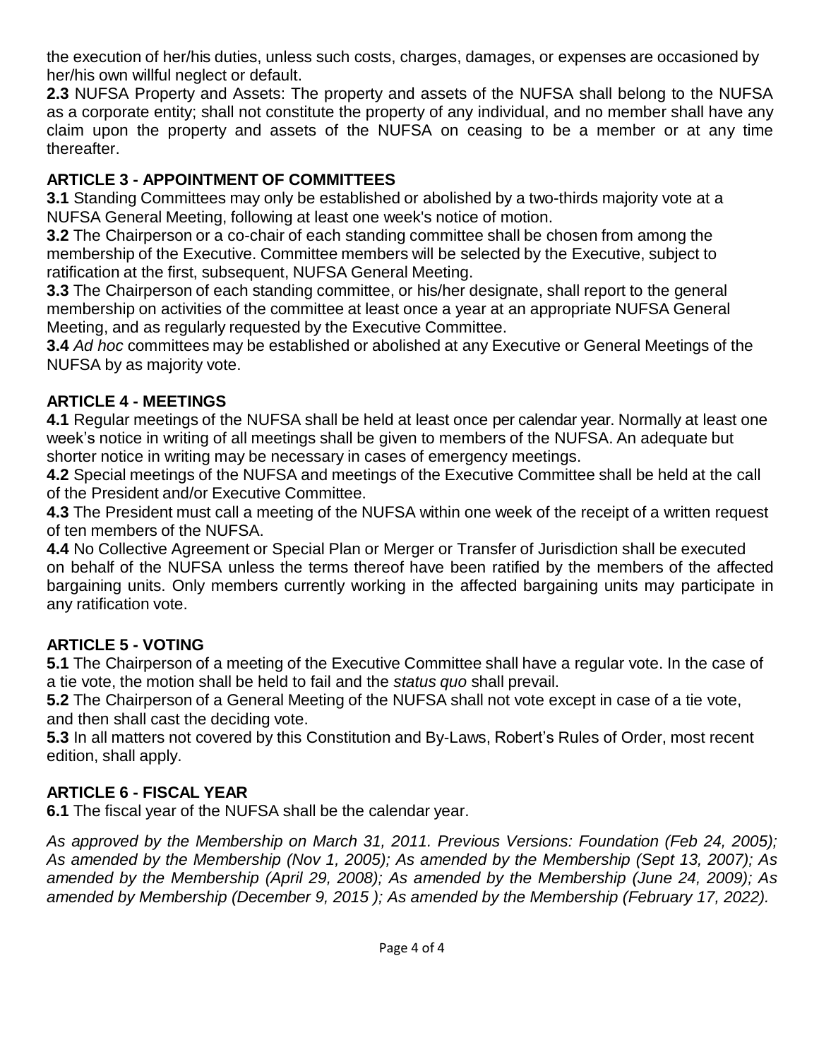the execution of her/his duties, unless such costs, charges, damages, or expenses are occasioned by her/his own willful neglect or default.

**2.3** NUFSA Property and Assets: The property and assets of the NUFSA shall belong to the NUFSA as a corporate entity; shall not constitute the property of any individual, and no member shall have any claim upon the property and assets of the NUFSA on ceasing to be a member or at any time thereafter.

## ARTICLE 3 - APPOINTMENT OF COMMITTEES

**3.1** Standing Committees may only be established or abolished by a two-thirds majority vote at a NUFSA General Meeting, following at least one week's notice of motion.

**3.2** The Chairperson or a co-chair of each standing committee shall be chosen from among the membership of the Executive. Committee members will be selected by the Executive, subject to ratification at the first, subsequent, NUFSA General Meeting.

**3.3** The Chairperson of each standing committee, or his/her designate, shall report to the general membership on activities of the committee at least once a year at an appropriate NUFSA General Meeting, and as regularly requested by the Executive Committee.

**3.4** *Ad hoc* committees may be established or abolished at any Executive or General Meetings of the NUFSA by as majority vote.

## ARTICLE 4 - MEETINGS

**4.1** Regular meetings of the NUFSA shall be held at least once per calendar year. Normally at least one week's notice in writing of all meetings shall be given to members of the NUFSA. An adequate but shorter notice in writing may be necessary in cases of emergency meetings.

**4.2** Special meetings of the NUFSA and meetings of the Executive Committee shall be held at the call of the President and/or Executive Committee.

**4.3** The President must call a meeting of the NUFSA within one week of the receipt of a written request of ten members of the NUFSA.

**4.4** No Collective Agreement or Special Plan or Merger or Transfer of Jurisdiction shall be executed on behalf of the NUFSA unless the terms thereof have been ratified by the members of the affected bargaining units. Only members currently working in the affected bargaining units may participate in any ratification vote.

## ARTICLE 5 - VOTING

**5.1** The Chairperson of a meeting of the Executive Committee shall have a regular vote. In the case of a tie vote, the motion shall be held to fail and the *status quo* shall prevail.

**5.2** The Chairperson of a General Meeting of the NUFSA shall not vote except in case of a tie vote, and then shall cast the deciding vote.

**5.3** In all matters not covered by this Constitution and By-Laws, Robert's Rules of Order, most recent edition, shall apply.

## ARTICLE 6 - FISCAL YEAR

**6.1** The fiscal year of the NUFSA shall be the calendar year.

*As approved by the Membership on March 31, 2011. Previous Versions: Foundation (Feb 24, 2005); As amended by the Membership (Nov 1, 2005); As amended by the Membership (Sept 13, 2007); As amended by the Membership (April 29, 2008); As amended by the Membership (June 24, 2009); As amended by Membership (December 9, 2015 ); As amended by the Membership (February 17, 2022).*